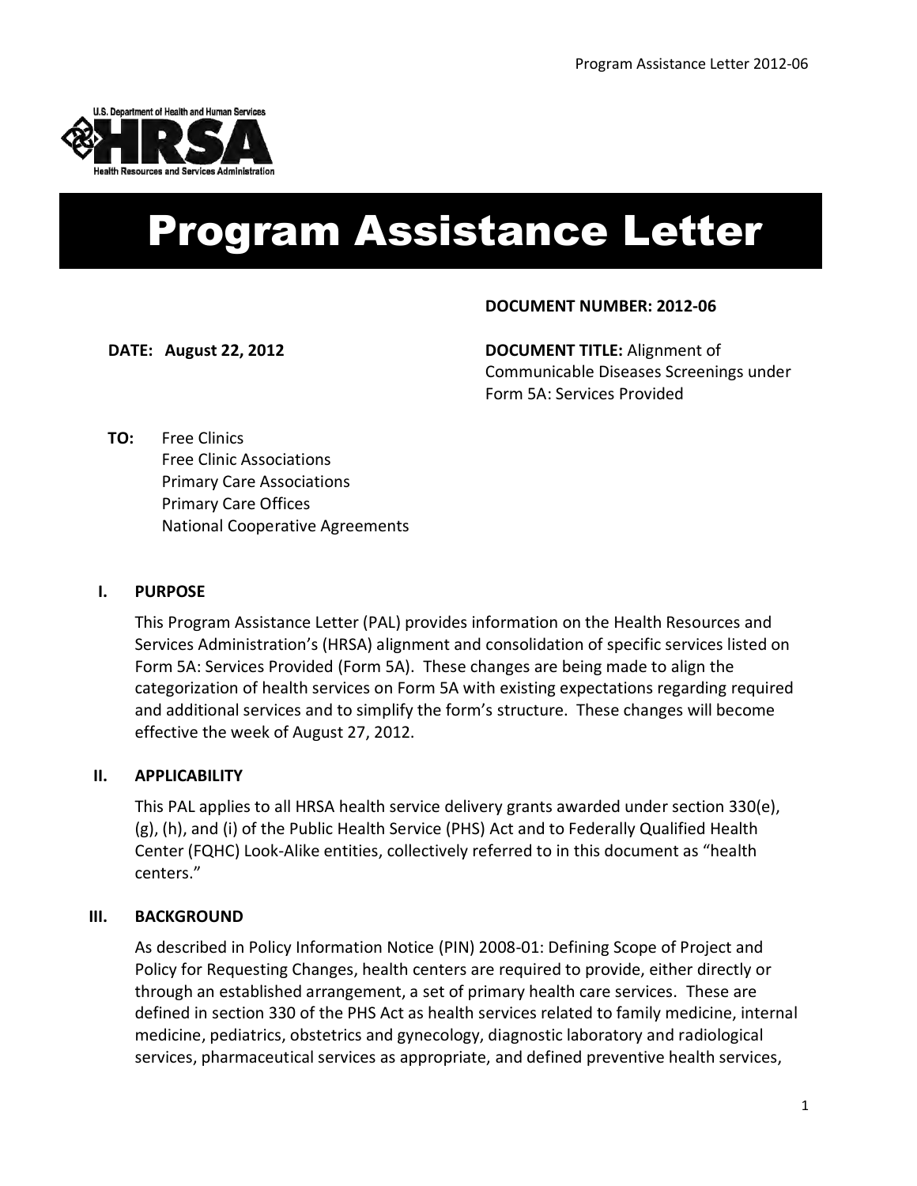U.S. Department of Health and Human Services
HRSA
Health Resources and Services Administration

# Program Assistance Letter

**DOCUMENT NUMBER: 2012-06**

**DATE: August 22, 2012**

**DOCUMENT TITLE:** Alignment of Communicable Diseases Screenings under Form 5A: Services Provided

**TO:** Free Clinics
Free Clinic Associations
Primary Care Associations
Primary Care Offices
National Cooperative Agreements

## I. PURPOSE

This Program Assistance Letter (PAL) provides information on the Health Resources and Services Administration's (HRSA) alignment and consolidation of specific services listed on Form 5A: Services Provided (Form 5A). These changes are being made to align the categorization of health services on Form 5A with existing expectations regarding required and additional services and to simplify the form's structure. These changes will become effective the week of August 27, 2012.

## II. APPLICABILITY

This PAL applies to all HRSA health service delivery grants awarded under section 330(e), (g), (h), and (i) of the Public Health Service (PHS) Act and to Federally Qualified Health Center (FQHC) Look-Alike entities, collectively referred to in this document as "health centers."

## III. BACKGROUND

As described in Policy Information Notice (PIN) 2008-01: Defining Scope of Project and Policy for Requesting Changes, health centers are required to provide, either directly or through an established arrangement, a set of primary health care services. These are defined in section 330 of the PHS Act as health services related to family medicine, internal medicine, pediatrics, obstetrics and gynecology, diagnostic laboratory and radiological services, pharmaceutical services as appropriate, and defined preventive health services,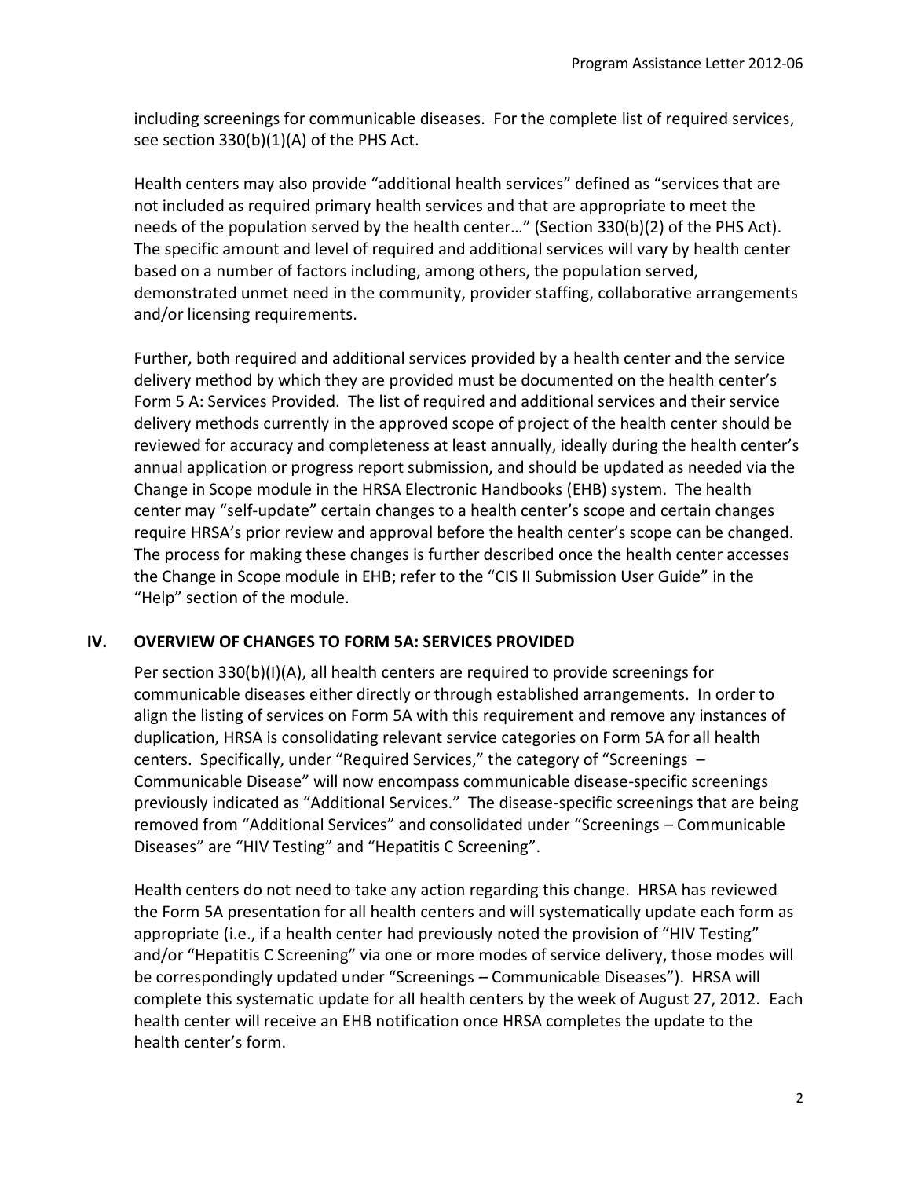including screenings for communicable diseases. For the complete list of required services, see section 330(b)(1)(A) of the PHS Act.

Health centers may also provide "additional health services" defined as "services that are not included as required primary health services and that are appropriate to meet the needs of the population served by the health center…" (Section 330(b)(2) of the PHS Act). The specific amount and level of required and additional services will vary by health center based on a number of factors including, among others, the population served, demonstrated unmet need in the community, provider staffing, collaborative arrangements and/or licensing requirements.

Further, both required and additional services provided by a health center and the service delivery method by which they are provided must be documented on the health center's Form 5 A: Services Provided. The list of required and additional services and their service delivery methods currently in the approved scope of project of the health center should be reviewed for accuracy and completeness at least annually, ideally during the health center's annual application or progress report submission, and should be updated as needed via the Change in Scope module in the HRSA Electronic Handbooks (EHB) system. The health center may "self-update" certain changes to a health center's scope and certain changes require HRSA's prior review and approval before the health center's scope can be changed. The process for making these changes is further described once the health center accesses the Change in Scope module in EHB; refer to the "CIS II Submission User Guide" in the "Help" section of the module.

## IV. OVERVIEW OF CHANGES TO FORM 5A: SERVICES PROVIDED

Per section 330(b)(I)(A), all health centers are required to provide screenings for communicable diseases either directly or through established arrangements. In order to align the listing of services on Form 5A with this requirement and remove any instances of duplication, HRSA is consolidating relevant service categories on Form 5A for all health centers. Specifically, under "Required Services," the category of "Screenings – Communicable Disease" will now encompass communicable disease-specific screenings previously indicated as "Additional Services." The disease-specific screenings that are being removed from "Additional Services" and consolidated under "Screenings – Communicable Diseases" are "HIV Testing" and "Hepatitis C Screening".

Health centers do not need to take any action regarding this change. HRSA has reviewed the Form 5A presentation for all health centers and will systematically update each form as appropriate (i.e., if a health center had previously noted the provision of "HIV Testing" and/or "Hepatitis C Screening" via one or more modes of service delivery, those modes will be correspondingly updated under "Screenings – Communicable Diseases"). HRSA will complete this systematic update for all health centers by the week of August 27, 2012. Each health center will receive an EHB notification once HRSA completes the update to the health center's form.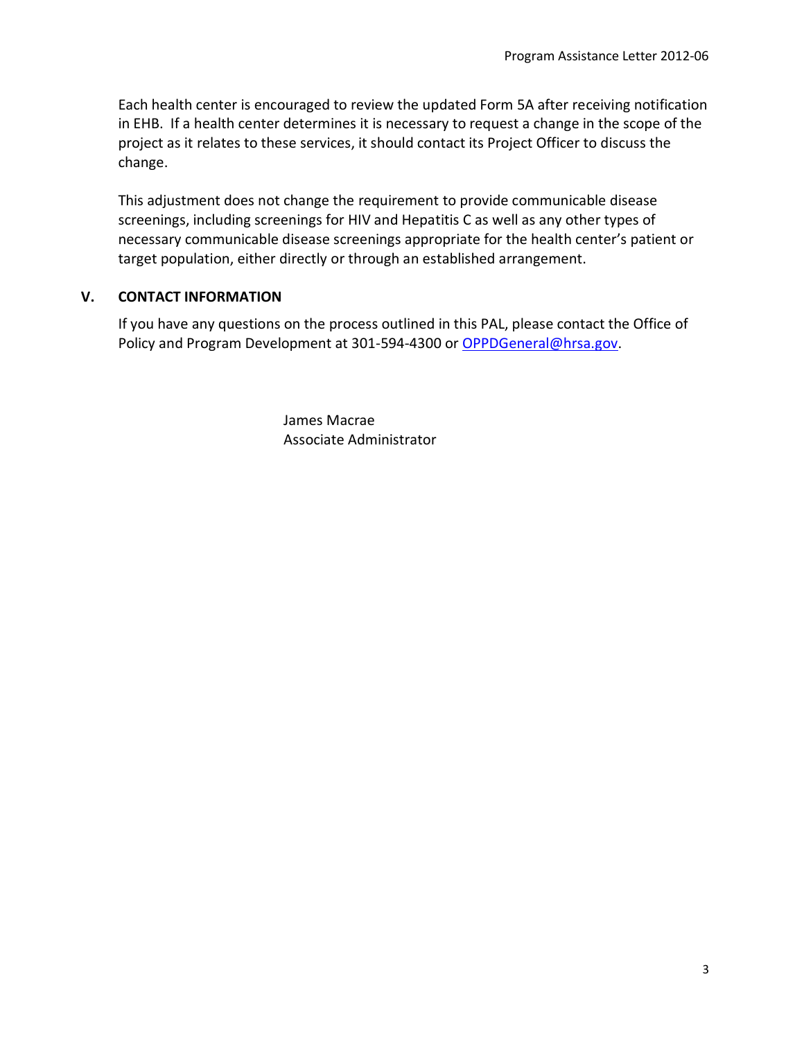Each health center is encouraged to review the updated Form 5A after receiving notification in EHB. If a health center determines it is necessary to request a change in the scope of the project as it relates to these services, it should contact its Project Officer to discuss the change.

This adjustment does not change the requirement to provide communicable disease screenings, including screenings for HIV and Hepatitis C as well as any other types of necessary communicable disease screenings appropriate for the health center's patient or target population, either directly or through an established arrangement.

## V. CONTACT INFORMATION

If you have any questions on the process outlined in this PAL, please contact the Office of Policy and Program Development at 301-594-4300 or OPPDGeneral@hrsa.gov.

James Macrae
Associate Administrator